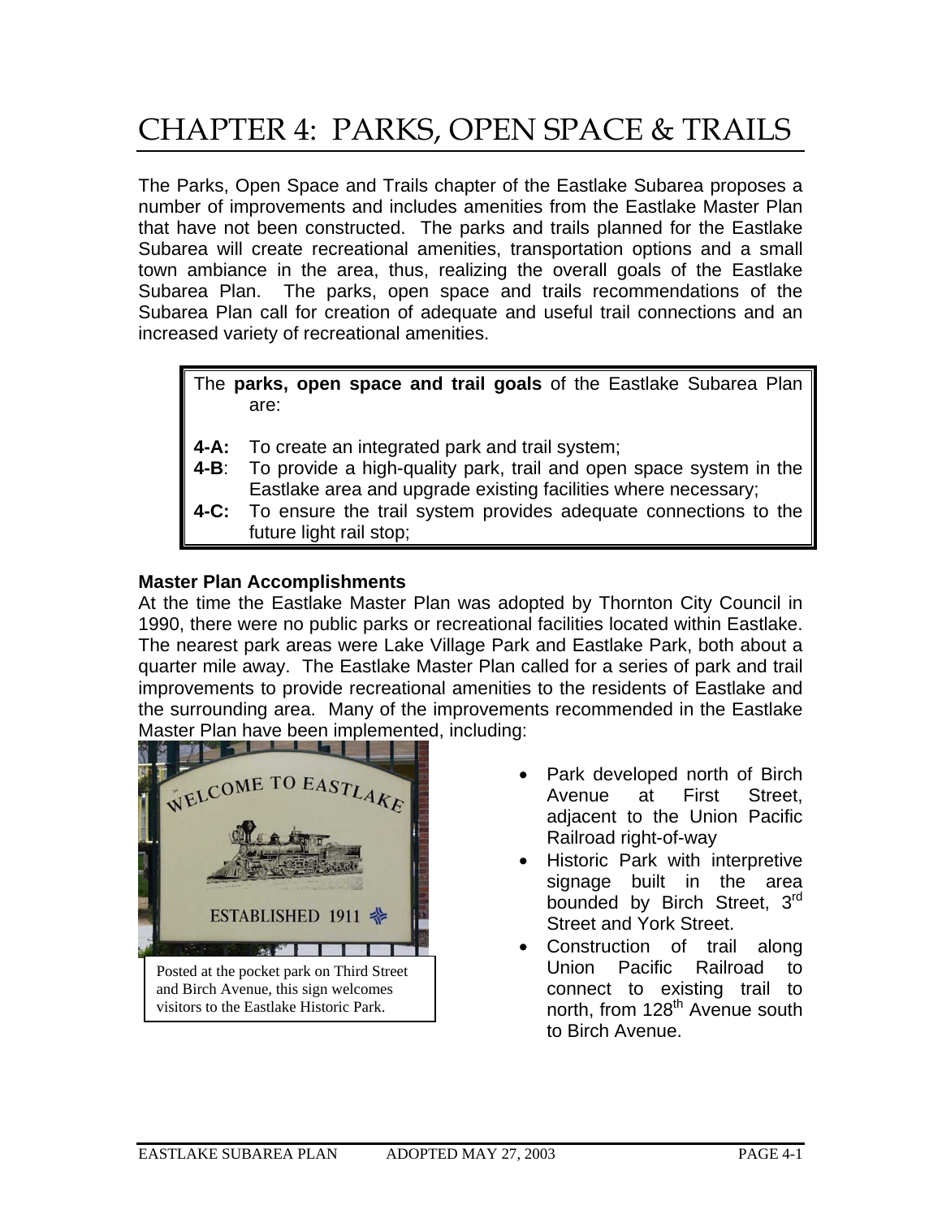# CHAPTER 4: PARKS, OPEN SPACE & TRAILS

The Parks, Open Space and Trails chapter of the Eastlake Subarea proposes a number of improvements and includes amenities from the Eastlake Master Plan that have not been constructed. The parks and trails planned for the Eastlake Subarea will create recreational amenities, transportation options and a small town ambiance in the area, thus, realizing the overall goals of the Eastlake Subarea Plan. The parks, open space and trails recommendations of the Subarea Plan call for creation of adequate and useful trail connections and an increased variety of recreational amenities.

The **parks, open space and trail goals** of the Eastlake Subarea Plan are:

**4-A:** To create an integrated park and trail system;
**4-B**: To provide a high-quality park, trail and open space system in the Eastlake area and upgrade existing facilities where necessary;
**4-C:** To ensure the trail system provides adequate connections to the future light rail stop;

**Master Plan Accomplishments**

At the time the Eastlake Master Plan was adopted by Thornton City Council in 1990, there were no public parks or recreational facilities located within Eastlake. The nearest park areas were Lake Village Park and Eastlake Park, both about a quarter mile away. The Eastlake Master Plan called for a series of park and trail improvements to provide recreational amenities to the residents of Eastlake and the surrounding area. Many of the improvements recommended in the Eastlake Master Plan have been implemented, including:

Posted at the pocket park on Third Street and Birch Avenue, this sign welcomes visitors to the Eastlake Historic Park.

- Park developed north of Birch Avenue at First Street, adjacent to the Union Pacific Railroad right-of-way
- Historic Park with interpretive signage built in the area bounded by Birch Street, 3rd Street and York Street.
- Construction of trail along Union Pacific Railroad to connect to existing trail to north, from 128th Avenue south to Birch Avenue.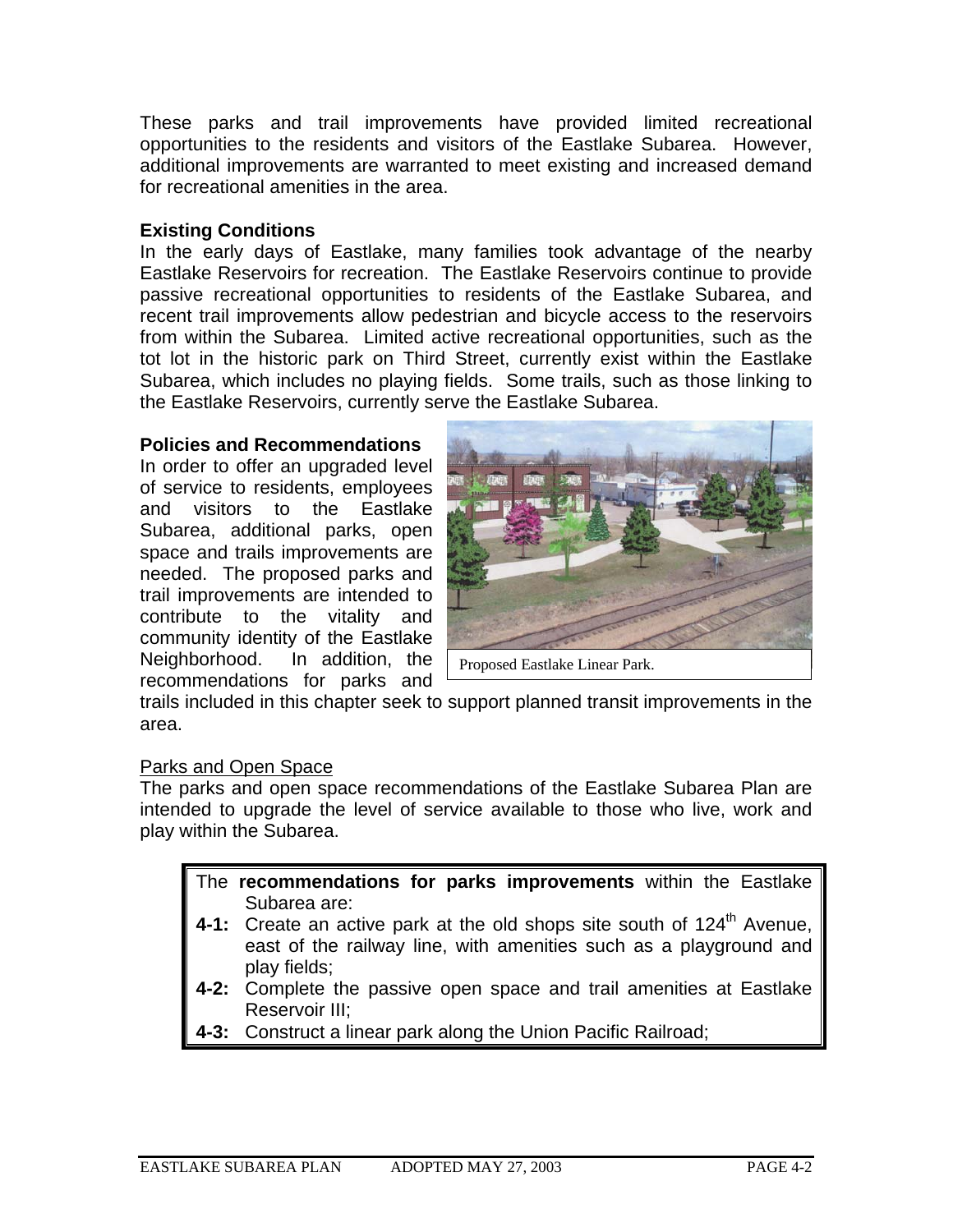These parks and trail improvements have provided limited recreational opportunities to the residents and visitors of the Eastlake Subarea. However, additional improvements are warranted to meet existing and increased demand for recreational amenities in the area.

**Existing Conditions**

In the early days of Eastlake, many families took advantage of the nearby Eastlake Reservoirs for recreation. The Eastlake Reservoirs continue to provide passive recreational opportunities to residents of the Eastlake Subarea, and recent trail improvements allow pedestrian and bicycle access to the reservoirs from within the Subarea. Limited active recreational opportunities, such as the tot lot in the historic park on Third Street, currently exist within the Eastlake Subarea, which includes no playing fields. Some trails, such as those linking to the Eastlake Reservoirs, currently serve the Eastlake Subarea.

**Policies and Recommendations**

In order to offer an upgraded level of service to residents, employees and visitors to the Eastlake Subarea, additional parks, open space and trails improvements are needed. The proposed parks and trail improvements are intended to contribute to the vitality and community identity of the Eastlake Neighborhood. In addition, the recommendations for parks and trails included in this chapter seek to support planned transit improvements in the area.

Proposed Eastlake Linear Park.

<u>Parks and Open Space</u>

The parks and open space recommendations of the Eastlake Subarea Plan are intended to upgrade the level of service available to those who live, work and play within the Subarea.

The **recommendations for parks improvements** within the Eastlake Subarea are:

- **4-1:** Create an active park at the old shops site south of 124th Avenue, east of the railway line, with amenities such as a playground and play fields;
- **4-2:** Complete the passive open space and trail amenities at Eastlake Reservoir III;
- **4-3:** Construct a linear park along the Union Pacific Railroad;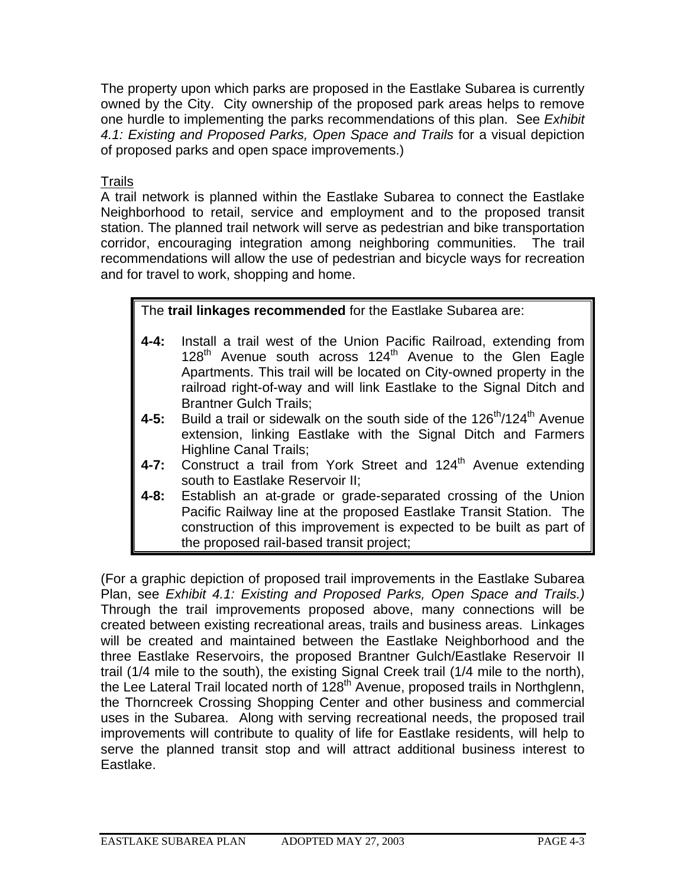The property upon which parks are proposed in the Eastlake Subarea is currently owned by the City. City ownership of the proposed park areas helps to remove one hurdle to implementing the parks recommendations of this plan. See *Exhibit 4.1: Existing and Proposed Parks, Open Space and Trails* for a visual depiction of proposed parks and open space improvements.)

<u>Trails</u>

A trail network is planned within the Eastlake Subarea to connect the Eastlake Neighborhood to retail, service and employment and to the proposed transit station. The planned trail network will serve as pedestrian and bike transportation corridor, encouraging integration among neighboring communities. The trail recommendations will allow the use of pedestrian and bicycle ways for recreation and for travel to work, shopping and home.

> The **trail linkages recommended** for the Eastlake Subarea are:
>
> **4-4:** Install a trail west of the Union Pacific Railroad, extending from 128th Avenue south across 124th Avenue to the Glen Eagle Apartments. This trail will be located on City-owned property in the railroad right-of-way and will link Eastlake to the Signal Ditch and Brantner Gulch Trails;
>
> **4-5:** Build a trail or sidewalk on the south side of the 126th/124th Avenue extension, linking Eastlake with the Signal Ditch and Farmers Highline Canal Trails;
>
> **4-7:** Construct a trail from York Street and 124th Avenue extending south to Eastlake Reservoir II;
>
> **4-8:** Establish an at-grade or grade-separated crossing of the Union Pacific Railway line at the proposed Eastlake Transit Station. The construction of this improvement is expected to be built as part of the proposed rail-based transit project;

(For a graphic depiction of proposed trail improvements in the Eastlake Subarea Plan, see *Exhibit 4.1: Existing and Proposed Parks, Open Space and Trails.)* Through the trail improvements proposed above, many connections will be created between existing recreational areas, trails and business areas. Linkages will be created and maintained between the Eastlake Neighborhood and the three Eastlake Reservoirs, the proposed Brantner Gulch/Eastlake Reservoir II trail (1/4 mile to the south), the existing Signal Creek trail (1/4 mile to the north), the Lee Lateral Trail located north of 128th Avenue, proposed trails in Northglenn, the Thorncreek Crossing Shopping Center and other business and commercial uses in the Subarea. Along with serving recreational needs, the proposed trail improvements will contribute to quality of life for Eastlake residents, will help to serve the planned transit stop and will attract additional business interest to Eastlake.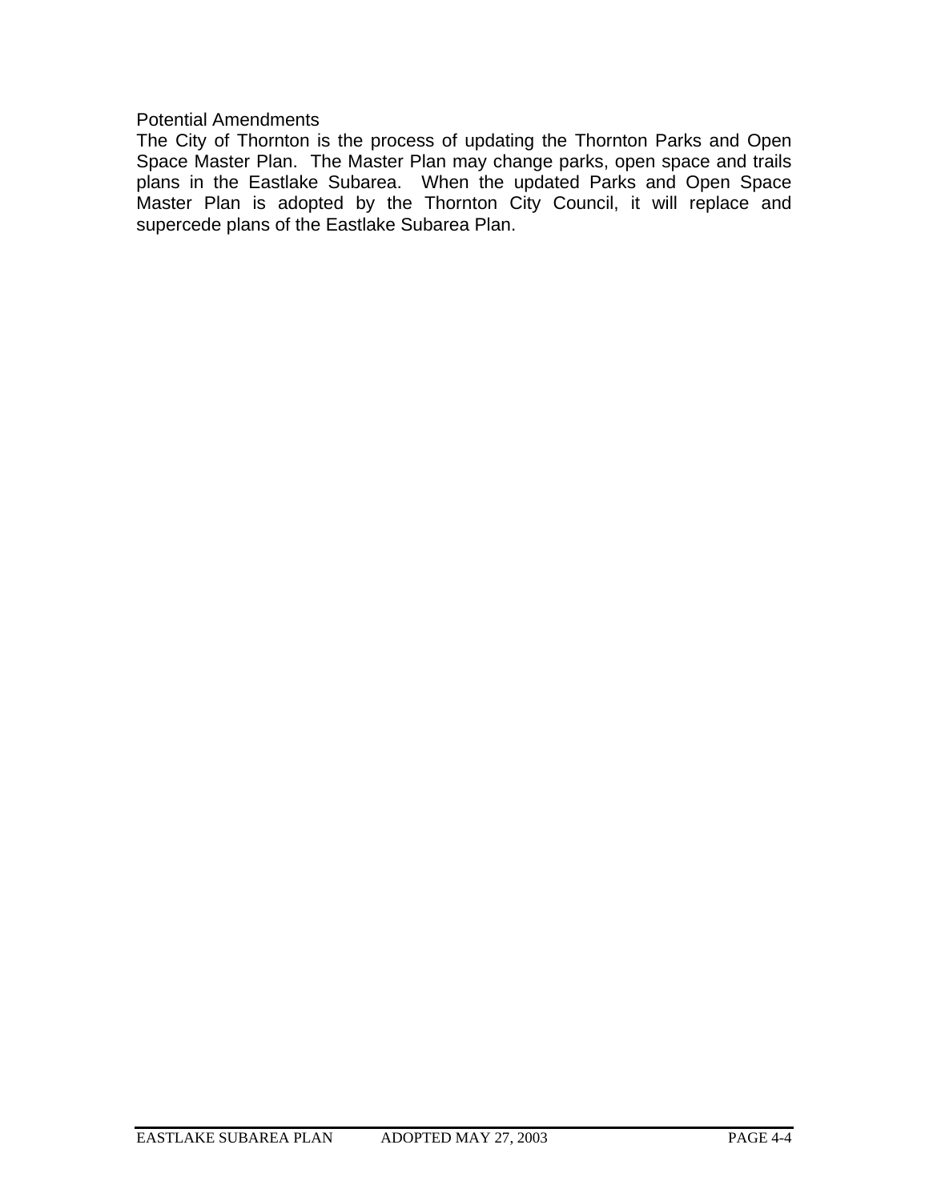### Potential Amendments

The City of Thornton is the process of updating the Thornton Parks and Open Space Master Plan. The Master Plan may change parks, open space and trails plans in the Eastlake Subarea. When the updated Parks and Open Space Master Plan is adopted by the Thornton City Council, it will replace and supercede plans of the Eastlake Subarea Plan.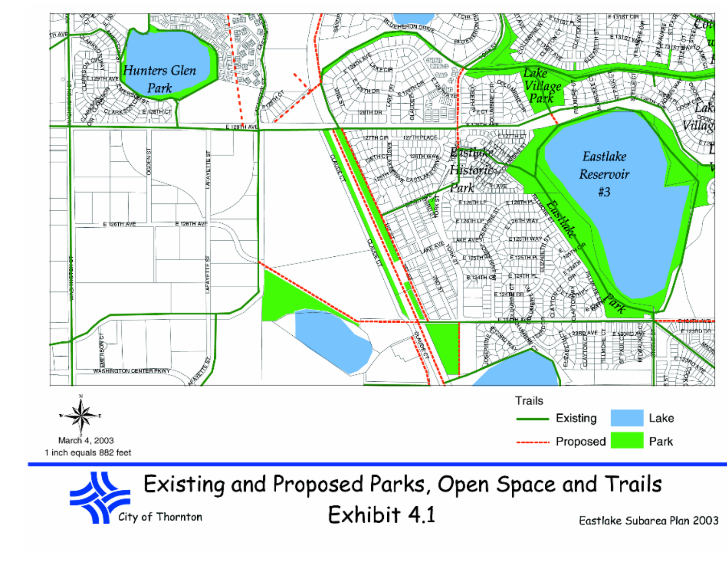# Existing and Proposed Parks, Open Space and Trails

## Exhibit 4.1

City of Thornton

Eastlake Subarea Plan 2003

March 4, 2003

1 inch equals 882 feet

Trails

Existing

Proposed

Lake

Park

Hunters Glen Park

Lake Village Park

Eastlake Historic Park

Eastlake Reservoir #3

Eastlake Park